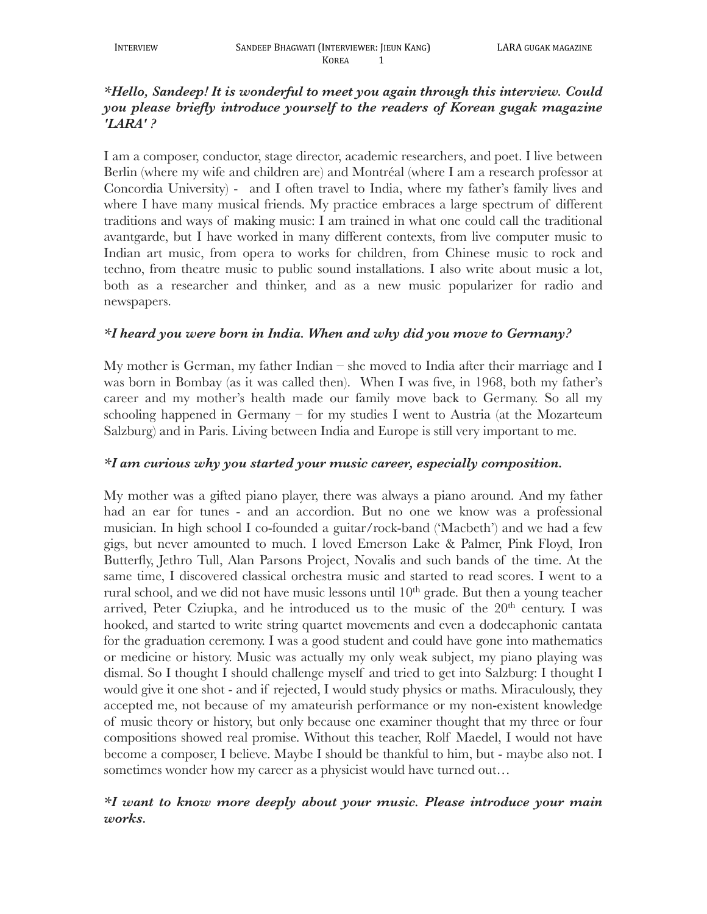***Hello, Sandeep! It is wonderful to meet you again through this interview. Could you please briefly introduce yourself to the readers of Korean gugak magazine 'LARA' ?***

I am a composer, conductor, stage director, academic researchers, and poet. I live between Berlin (where my wife and children are) and Montréal (where I am a research professor at Concordia University) - and I often travel to India, where my father's family lives and where I have many musical friends. My practice embraces a large spectrum of different traditions and ways of making music: I am trained in what one could call the traditional avantgarde, but I have worked in many different contexts, from live computer music to Indian art music, from opera to works for children, from Chinese music to rock and techno, from theatre music to public sound installations. I also write about music a lot, both as a researcher and thinker, and as a new music popularizer for radio and newspapers.

***I heard you were born in India. When and why did you move to Germany?***

My mother is German, my father Indian – she moved to India after their marriage and I was born in Bombay (as it was called then). When I was five, in 1968, both my father's career and my mother's health made our family move back to Germany. So all my schooling happened in Germany – for my studies I went to Austria (at the Mozarteum Salzburg) and in Paris. Living between India and Europe is still very important to me.

***I am curious why you started your music career, especially composition.***

My mother was a gifted piano player, there was always a piano around. And my father had an ear for tunes - and an accordion. But no one we know was a professional musician. In high school I co-founded a guitar/rock-band ('Macbeth') and we had a few gigs, but never amounted to much. I loved Emerson Lake & Palmer, Pink Floyd, Iron Butterfly, Jethro Tull, Alan Parsons Project, Novalis and such bands of the time. At the same time, I discovered classical orchestra music and started to read scores. I went to a rural school, and we did not have music lessons until 10th grade. But then a young teacher arrived, Peter Cziupka, and he introduced us to the music of the 20th century. I was hooked, and started to write string quartet movements and even a dodecaphonic cantata for the graduation ceremony. I was a good student and could have gone into mathematics or medicine or history. Music was actually my only weak subject, my piano playing was dismal. So I thought I should challenge myself and tried to get into Salzburg: I thought I would give it one shot - and if rejected, I would study physics or maths. Miraculously, they accepted me, not because of my amateurish performance or my non-existent knowledge of music theory or history, but only because one examiner thought that my three or four compositions showed real promise. Without this teacher, Rolf Maedel, I would not have become a composer, I believe. Maybe I should be thankful to him, but - maybe also not. I sometimes wonder how my career as a physicist would have turned out…

***I want to know more deeply about your music. Please introduce your main works.***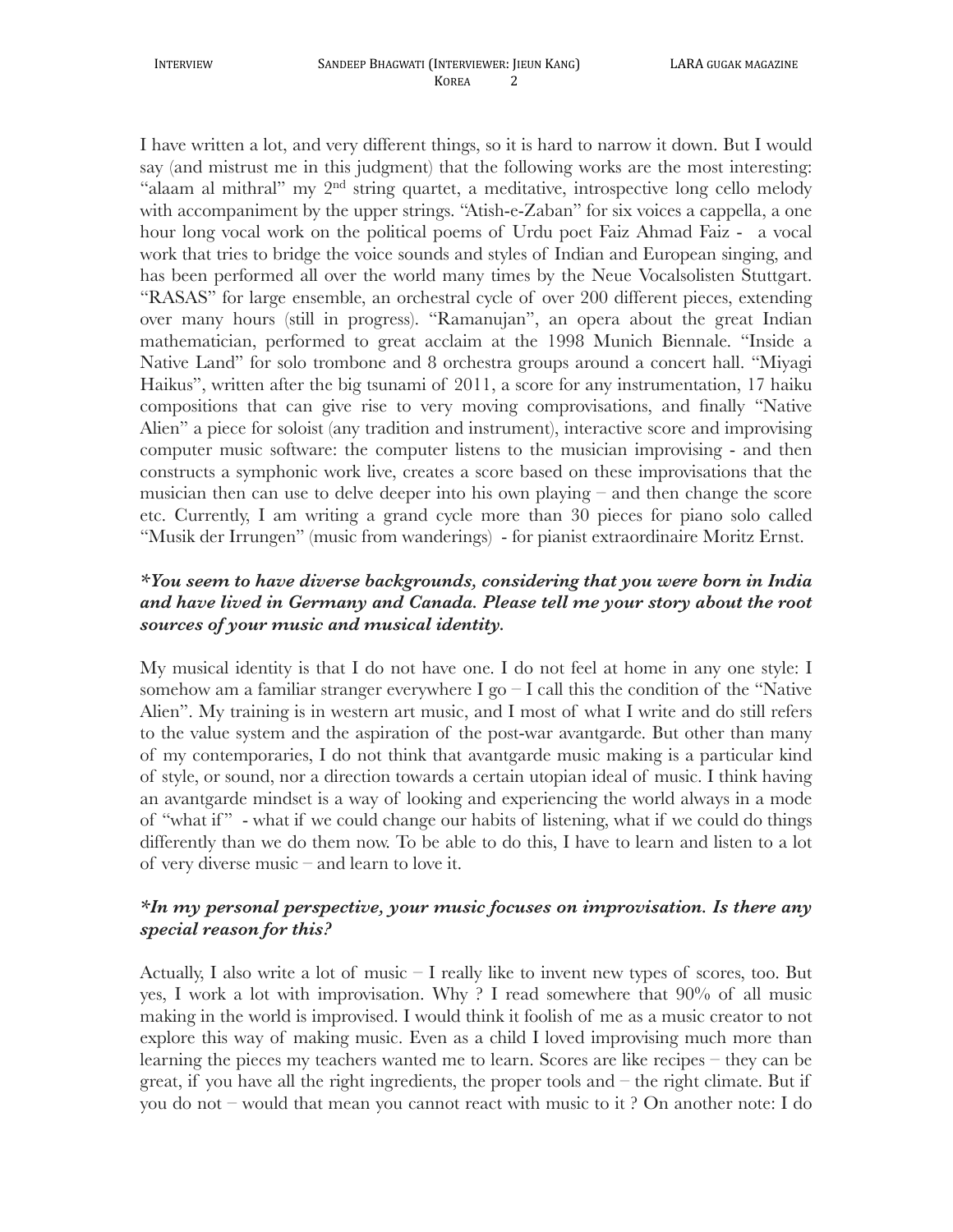I have written a lot, and very different things, so it is hard to narrow it down. But I would say (and mistrust me in this judgment) that the following works are the most interesting: "alaam al mithral" my 2nd string quartet, a meditative, introspective long cello melody with accompaniment by the upper strings. "Atish-e-Zaban" for six voices a cappella, a one hour long vocal work on the political poems of Urdu poet Faiz Ahmad Faiz - a vocal work that tries to bridge the voice sounds and styles of Indian and European singing, and has been performed all over the world many times by the Neue Vocalsolisten Stuttgart. "RASAS" for large ensemble, an orchestral cycle of over 200 different pieces, extending over many hours (still in progress). "Ramanujan", an opera about the great Indian mathematician, performed to great acclaim at the 1998 Munich Biennale. "Inside a Native Land" for solo trombone and 8 orchestra groups around a concert hall. "Miyagi Haikus", written after the big tsunami of 2011, a score for any instrumentation, 17 haiku compositions that can give rise to very moving comprovisations, and finally "Native Alien" a piece for soloist (any tradition and instrument), interactive score and improvising computer music software: the computer listens to the musician improvising - and then constructs a symphonic work live, creates a score based on these improvisations that the musician then can use to delve deeper into his own playing – and then change the score etc. Currently, I am writing a grand cycle more than 30 pieces for piano solo called "Musik der Irrungen" (music from wanderings) - for pianist extraordinaire Moritz Ernst.

***You seem to have diverse backgrounds, considering that you were born in India and have lived in Germany and Canada. Please tell me your story about the root sources of your music and musical identity.***

My musical identity is that I do not have one. I do not feel at home in any one style: I somehow am a familiar stranger everywhere I go – I call this the condition of the "Native Alien". My training is in western art music, and I most of what I write and do still refers to the value system and the aspiration of the post-war avantgarde. But other than many of my contemporaries, I do not think that avantgarde music making is a particular kind of style, or sound, nor a direction towards a certain utopian ideal of music. I think having an avantgarde mindset is a way of looking and experiencing the world always in a mode of "what if" - what if we could change our habits of listening, what if we could do things differently than we do them now. To be able to do this, I have to learn and listen to a lot of very diverse music – and learn to love it.

***In my personal perspective, your music focuses on improvisation. Is there any special reason for this?***

Actually, I also write a lot of music – I really like to invent new types of scores, too. But yes, I work a lot with improvisation. Why ? I read somewhere that 90% of all music making in the world is improvised. I would think it foolish of me as a music creator to not explore this way of making music. Even as a child I loved improvising much more than learning the pieces my teachers wanted me to learn. Scores are like recipes – they can be great, if you have all the right ingredients, the proper tools and – the right climate. But if you do not – would that mean you cannot react with music to it ? On another note: I do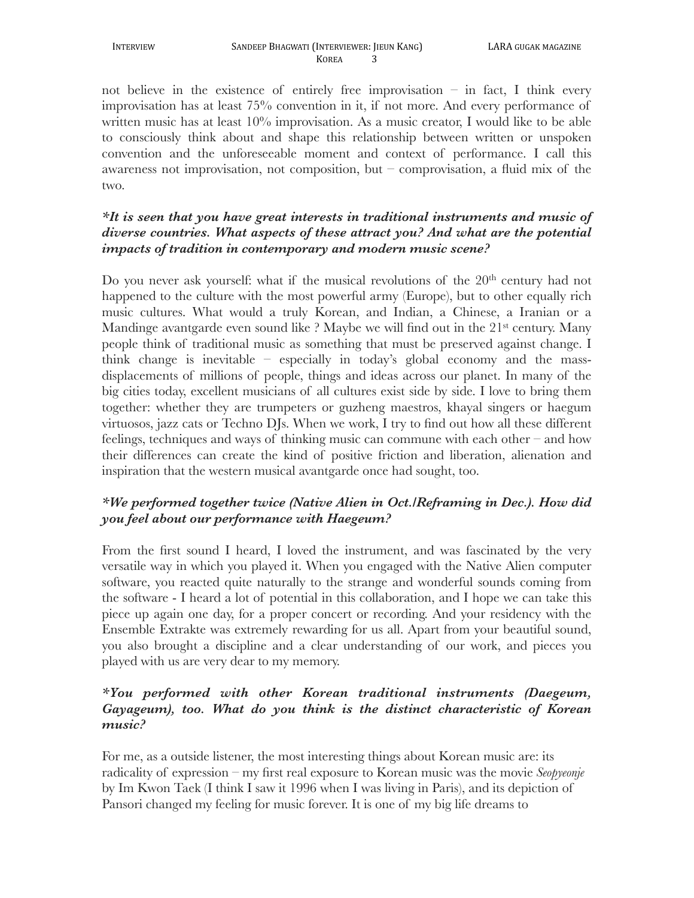not believe in the existence of entirely free improvisation – in fact, I think every improvisation has at least 75% convention in it, if not more. And every performance of written music has at least 10% improvisation. As a music creator, I would like to be able to consciously think about and shape this relationship between written or unspoken convention and the unforeseeable moment and context of performance. I call this awareness not improvisation, not composition, but – comprovisation, a fluid mix of the two.

***It is seen that you have great interests in traditional instruments and music of diverse countries. What aspects of these attract you? And what are the potential impacts of tradition in contemporary and modern music scene?***

Do you never ask yourself: what if the musical revolutions of the 20th century had not happened to the culture with the most powerful army (Europe), but to other equally rich music cultures. What would a truly Korean, and Indian, a Chinese, a Iranian or a Mandinge avantgarde even sound like ? Maybe we will find out in the 21st century. Many people think of traditional music as something that must be preserved against change. I think change is inevitable – especially in today's global economy and the mass-displacements of millions of people, things and ideas across our planet. In many of the big cities today, excellent musicians of all cultures exist side by side. I love to bring them together: whether they are trumpeters or guzheng maestros, khayal singers or haegum virtuosos, jazz cats or Techno DJs. When we work, I try to find out how all these different feelings, techniques and ways of thinking music can commune with each other – and how their differences can create the kind of positive friction and liberation, alienation and inspiration that the western musical avantgarde once had sought, too.

***We performed together twice (Native Alien in Oct./Reframing in Dec.). How did you feel about our performance with Haegeum?***

From the first sound I heard, I loved the instrument, and was fascinated by the very versatile way in which you played it. When you engaged with the Native Alien computer software, you reacted quite naturally to the strange and wonderful sounds coming from the software - I heard a lot of potential in this collaboration, and I hope we can take this piece up again one day, for a proper concert or recording. And your residency with the Ensemble Extrakte was extremely rewarding for us all. Apart from your beautiful sound, you also brought a discipline and a clear understanding of our work, and pieces you played with us are very dear to my memory.

***You performed with other Korean traditional instruments (Daegeum, Gayageum), too. What do you think is the distinct characteristic of Korean music?***

For me, as a outside listener, the most interesting things about Korean music are: its radicality of expression – my first real exposure to Korean music was the movie *Seopyeonje* by Im Kwon Taek (I think I saw it 1996 when I was living in Paris), and its depiction of Pansori changed my feeling for music forever. It is one of my big life dreams to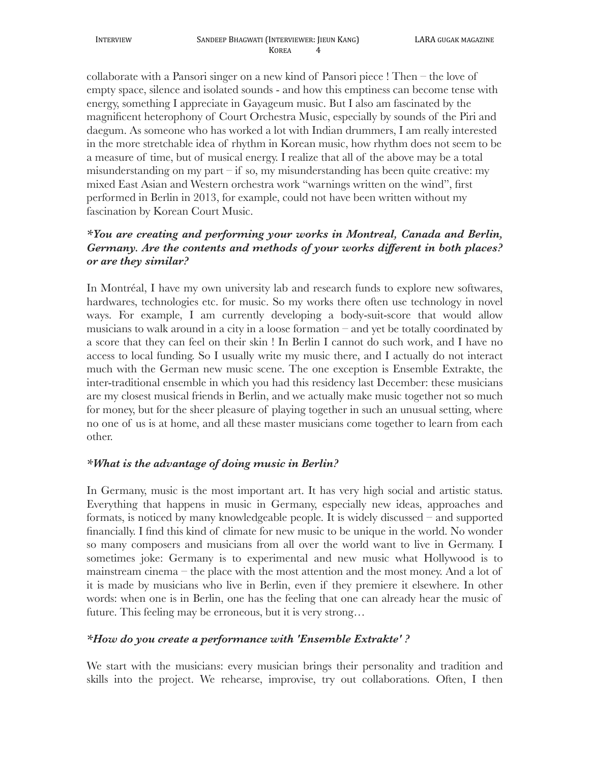collaborate with a Pansori singer on a new kind of Pansori piece ! Then – the love of empty space, silence and isolated sounds - and how this emptiness can become tense with energy, something I appreciate in Gayageum music. But I also am fascinated by the magnificent heterophony of Court Orchestra Music, especially by sounds of the Piri and daegum. As someone who has worked a lot with Indian drummers, I am really interested in the more stretchable idea of rhythm in Korean music, how rhythm does not seem to be a measure of time, but of musical energy. I realize that all of the above may be a total misunderstanding on my part – if so, my misunderstanding has been quite creative: my mixed East Asian and Western orchestra work "warnings written on the wind", first performed in Berlin in 2013, for example, could not have been written without my fascination by Korean Court Music.

***You are creating and performing your works in Montreal, Canada and Berlin, Germany. Are the contents and methods of your works different in both places? or are they similar?***

In Montréal, I have my own university lab and research funds to explore new softwares, hardwares, technologies etc. for music. So my works there often use technology in novel ways. For example, I am currently developing a body-suit-score that would allow musicians to walk around in a city in a loose formation – and yet be totally coordinated by a score that they can feel on their skin ! In Berlin I cannot do such work, and I have no access to local funding. So I usually write my music there, and I actually do not interact much with the German new music scene. The one exception is Ensemble Extrakte, the inter-traditional ensemble in which you had this residency last December: these musicians are my closest musical friends in Berlin, and we actually make music together not so much for money, but for the sheer pleasure of playing together in such an unusual setting, where no one of us is at home, and all these master musicians come together to learn from each other.

***What is the advantage of doing music in Berlin?***

In Germany, music is the most important art. It has very high social and artistic status. Everything that happens in music in Germany, especially new ideas, approaches and formats, is noticed by many knowledgeable people. It is widely discussed – and supported financially. I find this kind of climate for new music to be unique in the world. No wonder so many composers and musicians from all over the world want to live in Germany. I sometimes joke: Germany is to experimental and new music what Hollywood is to mainstream cinema – the place with the most attention and the most money. And a lot of it is made by musicians who live in Berlin, even if they premiere it elsewhere. In other words: when one is in Berlin, one has the feeling that one can already hear the music of future. This feeling may be erroneous, but it is very strong…

***How do you create a performance with 'Ensemble Extrakte' ?***

We start with the musicians: every musician brings their personality and tradition and skills into the project. We rehearse, improvise, try out collaborations. Often, I then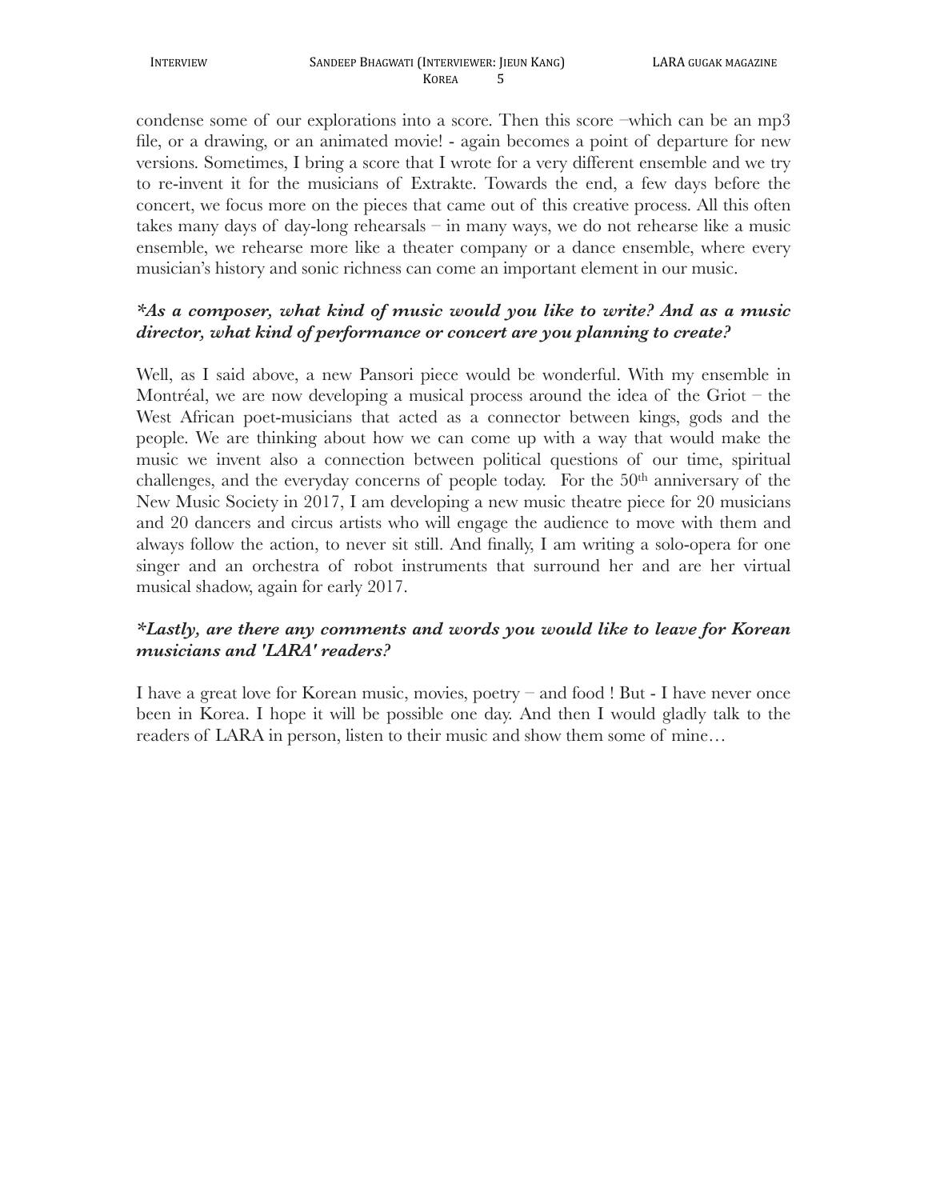condense some of our explorations into a score. Then this score –which can be an mp3 file, or a drawing, or an animated movie! - again becomes a point of departure for new versions. Sometimes, I bring a score that I wrote for a very different ensemble and we try to re-invent it for the musicians of Extrakte. Towards the end, a few days before the concert, we focus more on the pieces that came out of this creative process. All this often takes many days of day-long rehearsals – in many ways, we do not rehearse like a music ensemble, we rehearse more like a theater company or a dance ensemble, where every musician's history and sonic richness can come an important element in our music.

***As a composer, what kind of music would you like to write? And as a music director, what kind of performance or concert are you planning to create?***

Well, as I said above, a new Pansori piece would be wonderful. With my ensemble in Montréal, we are now developing a musical process around the idea of the Griot – the West African poet-musicians that acted as a connector between kings, gods and the people. We are thinking about how we can come up with a way that would make the music we invent also a connection between political questions of our time, spiritual challenges, and the everyday concerns of people today. For the 50th anniversary of the New Music Society in 2017, I am developing a new music theatre piece for 20 musicians and 20 dancers and circus artists who will engage the audience to move with them and always follow the action, to never sit still. And finally, I am writing a solo-opera for one singer and an orchestra of robot instruments that surround her and are her virtual musical shadow, again for early 2017.

***Lastly, are there any comments and words you would like to leave for Korean musicians and 'LARA' readers?***

I have a great love for Korean music, movies, poetry – and food ! But - I have never once been in Korea. I hope it will be possible one day. And then I would gladly talk to the readers of LARA in person, listen to their music and show them some of mine…